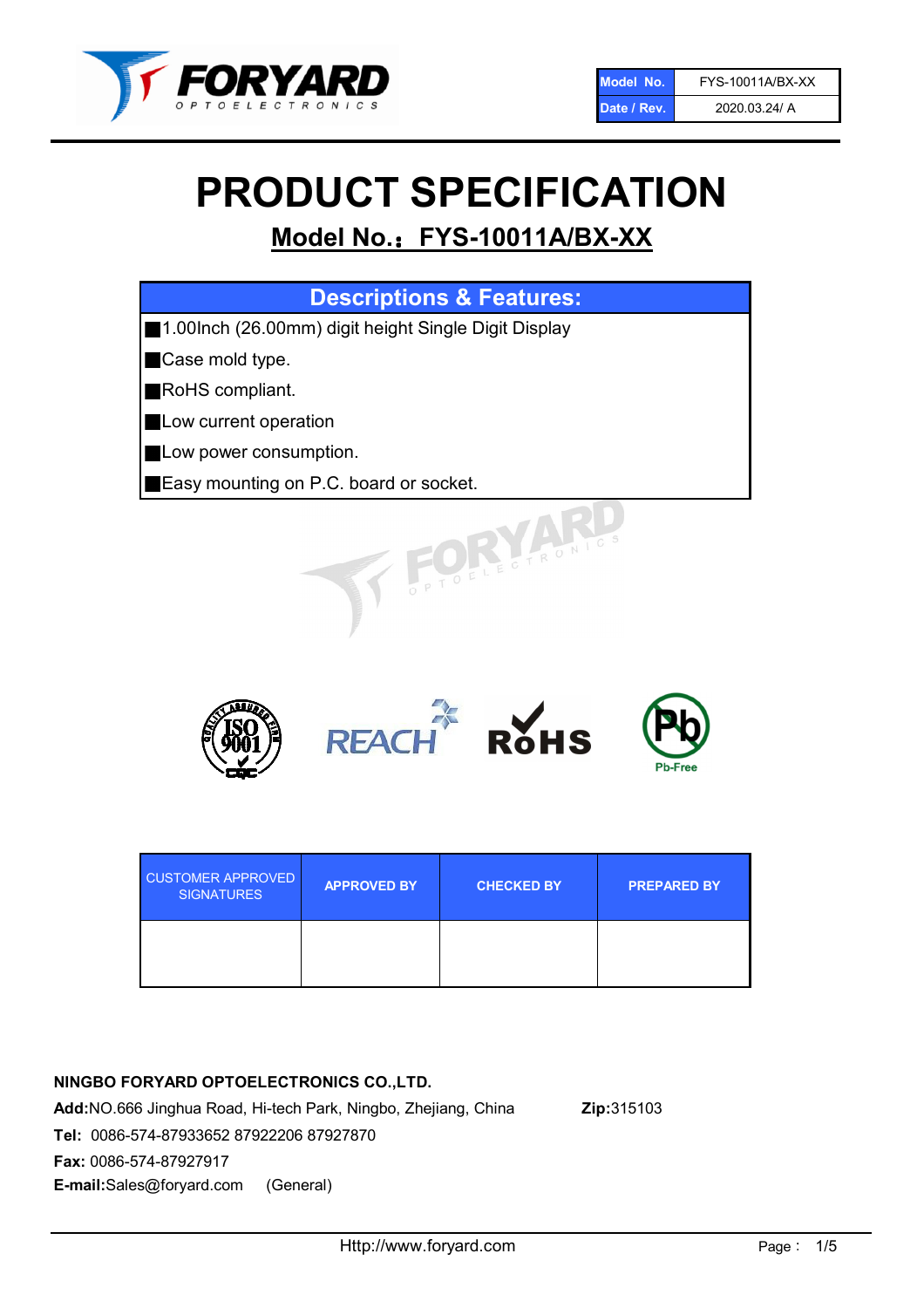FORYARD OPTOELECTRONICS

| Model No. | FYS-10011A/BX-XX |
| --- | --- |
| Date / Rev. | 2020.03.24/ A |

# PRODUCT SPECIFICATION

## Model No.：FYS-10011A/BX-XX

| Descriptions & Features: |
| --- |
| ■1.00Inch (26.00mm) digit height Single Digit Display |
| ■Case mold type. |
| ■RoHS compliant. |
| ■Low current operation |
| ■Low power consumption. |
| ■Easy mounting on P.C. board or socket. |

ISO 9001 REACH RoHS Pb-Free

| CUSTOMER APPROVED SIGNATURES | APPROVED BY | CHECKED BY | PREPARED BY |
| --- | --- | --- | --- |
| | | | |

**NINGBO FORYARD OPTOELECTRONICS CO.,LTD.**

**Add:**NO.666 Jinghua Road, Hi-tech Park, Ningbo, Zhejiang, China **Zip:**315103

**Tel:** 0086-574-87933652 87922206 87927870

**Fax:** 0086-574-87927917

**E-mail:**Sales@foryard.com (General)

Http://www.foryard.com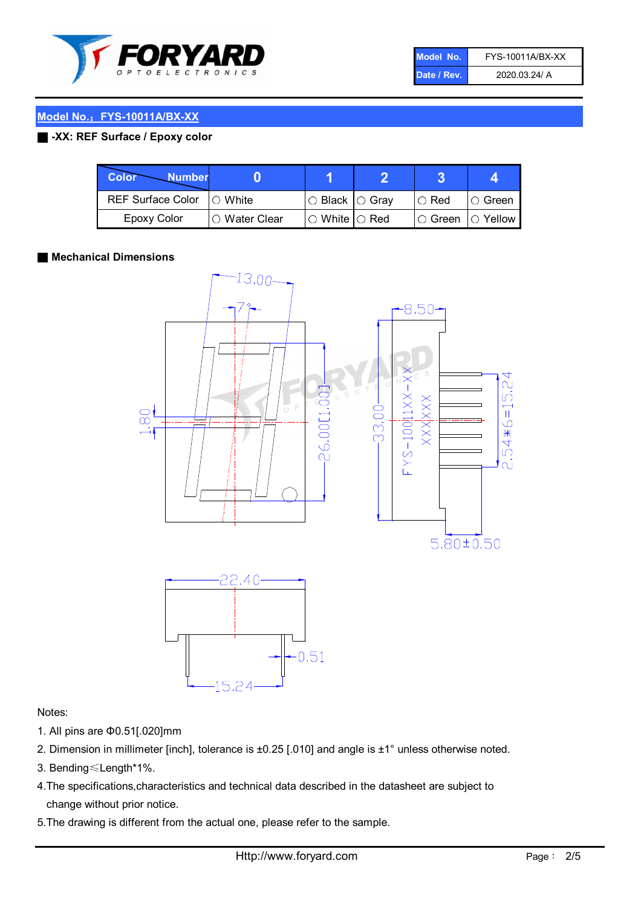| Model No. | FYS-10011A/BX-XX |
|---|---|
| Date / Rev. | 2020.03.24/ A |

## Model No.：FYS-10011A/BX-XX

**-XX: REF Surface / Epoxy color**

| Color \ Number | 0 | 1 | 2 | 3 | 4 |
|---|---|---|---|---|---|
| REF Surface Color | ○ White | ○ Black | ○ Gray | ○ Red | ○ Green |
| Epoxy Color | ○ Water Clear | ○ White | ○ Red | ○ Green | ○ Yellow |

**Mechanical Dimensions**

13.00
7°
1.80
26.00[1.00]
8.50
33.00
FYS-10011XX-XX
XXXXXX
2.54*6=15.24
5.80±0.50
22.40
0.51
15.24

Notes:

1. All pins are Φ0.51[.020]mm
2. Dimension in millimeter [inch], tolerance is ±0.25 [.010] and angle is ±1° unless otherwise noted.
3. Bending≤Length*1%.
4. The specifications,characteristics and technical data described in the datasheet are subject to change without prior notice.
5. The drawing is different from the actual one, please refer to the sample.

Http://www.foryard.com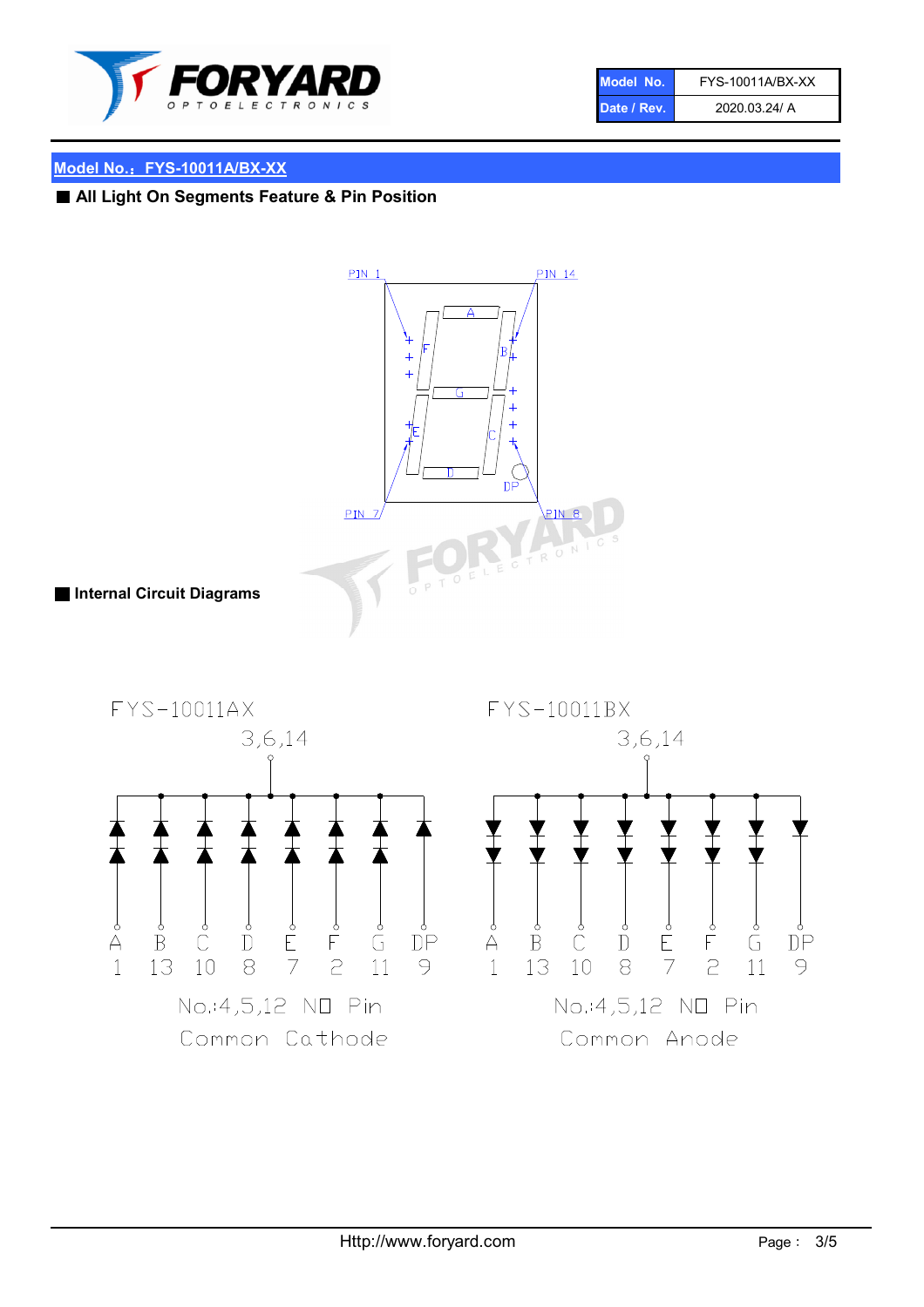**Model No.：FYS-10011A/BX-XX**

■ **All Light On Segments Feature & Pin Position**

PIN 1 PIN 14

A F B G E C D DP

PIN 7 PIN 8

■ **Internal Circuit Diagrams**

FYS-10011AX

3,6,14

| A | B | C | D | E | F | G | DP |
|---|---|---|---|---|---|---|---|
| 1 | 13 | 10 | 8 | 7 | 2 | 11 | 9 |

No.:4,5,12 NO Pin

Common Cathode

FYS-10011BX

3,6,14

| A | B | C | D | E | F | G | DP |
|---|---|---|---|---|---|---|---|
| 1 | 13 | 10 | 8 | 7 | 2 | 11 | 9 |

No.:4,5,12 NO Pin

Common Anode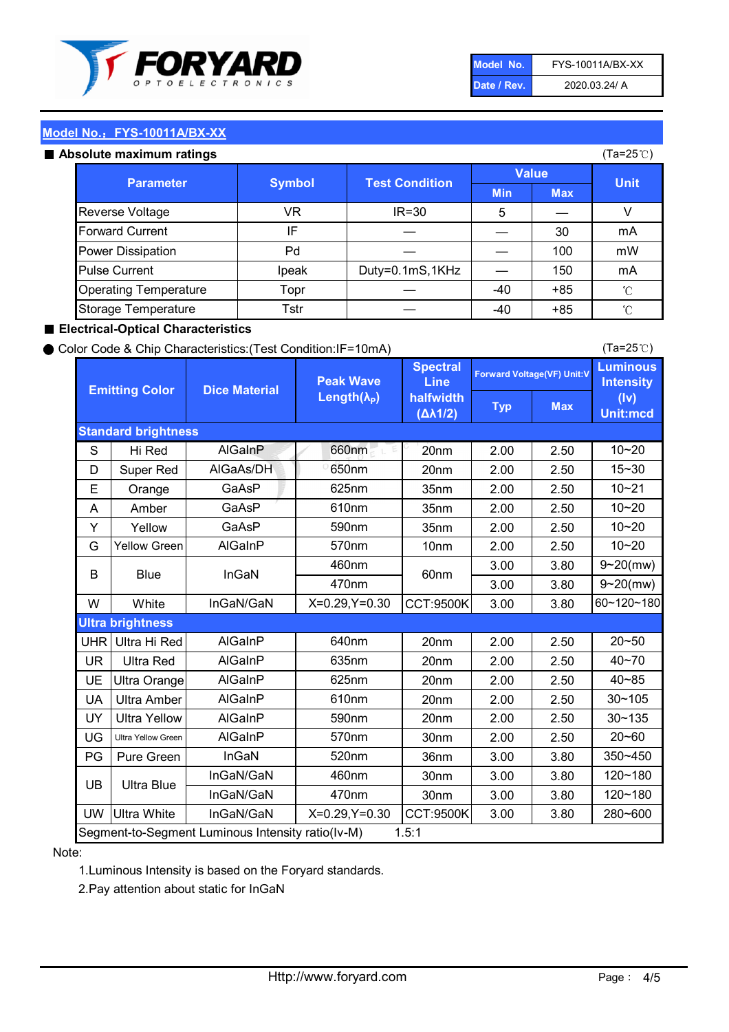| Model No. | FYS-10011A/BX-XX |
|---|---|
| Date / Rev. | 2020.03.24/ A |

## Model No.：FYS-10011A/BX-XX

### ■ Absolute maximum ratings

(Ta=25℃)

| Parameter | Symbol | Test Condition | Value | | Unit |
|---|---|---|---|---|---|
| | | | Min | Max | |
| Reverse Voltage | VR | IR=30 | 5 | — | V |
| Forward Current | IF | — | — | 30 | mA |
| Power Dissipation | Pd | — | — | 100 | mW |
| Pulse Current | Ipeak | Duty=0.1mS,1KHz | — | 150 | mA |
| Operating Temperature | Topr | — | -40 | +85 | ℃ |
| Storage Temperature | Tstr | — | -40 | +85 | ℃ |

### ■ Electrical-Optical Characteristics

● Color Code & Chip Characteristics:(Test Condition:IF=10mA)

(Ta=25℃)

| Emitting Color | | Dice Material | Peak Wave Length($\lambda_P$) | Spectral Line halfwidth ($\Delta\lambda 1/2$) | Forward Voltage(VF) Unit:V | | Luminous Intensity (Iv) Unit:mcd |
|---|---|---|---|---|---|---|---|
| | | | | | Typ | Max | |
| **Standard brightness** | | | | | | | |
| S | Hi Red | AlGaInP | 660nm | 20nm | 2.00 | 2.50 | 10~20 |
| D | Super Red | AlGaAs/DH | 650nm | 20nm | 2.00 | 2.50 | 15~30 |
| E | Orange | GaAsP | 625nm | 35nm | 2.00 | 2.50 | 10~21 |
| A | Amber | GaAsP | 610nm | 35nm | 2.00 | 2.50 | 10~20 |
| Y | Yellow | GaAsP | 590nm | 35nm | 2.00 | 2.50 | 10~20 |
| G | Yellow Green | AlGaInP | 570nm | 10nm | 2.00 | 2.50 | 10~20 |
| B | Blue | InGaN | 460nm | 60nm | 3.00 | 3.80 | 9~20(mw) |
| | | | 470nm | | 3.00 | 3.80 | 9~20(mw) |
| W | White | InGaN/GaN | X=0.29,Y=0.30 | CCT:9500K | 3.00 | 3.80 | 60~120~180 |
| **Ultra brightness** | | | | | | | |
| UHR | Ultra Hi Red | AlGaInP | 640nm | 20nm | 2.00 | 2.50 | 20~50 |
| UR | Ultra Red | AlGaInP | 635nm | 20nm | 2.00 | 2.50 | 40~70 |
| UE | Ultra Orange | AlGaInP | 625nm | 20nm | 2.00 | 2.50 | 40~85 |
| UA | Ultra Amber | AlGaInP | 610nm | 20nm | 2.00 | 2.50 | 30~105 |
| UY | Ultra Yellow | AlGaInP | 590nm | 20nm | 2.00 | 2.50 | 30~135 |
| UG | Ultra Yellow Green | AlGaInP | 570nm | 30nm | 2.00 | 2.50 | 20~60 |
| PG | Pure Green | InGaN | 520nm | 36nm | 3.00 | 3.80 | 350~450 |
| UB | Ultra Blue | InGaN/GaN | 460nm | 30nm | 3.00 | 3.80 | 120~180 |
| | | InGaN/GaN | 470nm | 30nm | 3.00 | 3.80 | 120~180 |
| UW | Ultra White | InGaN/GaN | X=0.29,Y=0.30 | CCT:9500K | 3.00 | 3.80 | 280~600 |
| Segment-to-Segment Luminous Intensity ratio(Iv-M) | | | | 1.5:1 | | | |

Note:

1.Luminous Intensity is based on the Foryard standards.

2.Pay attention about static for InGaN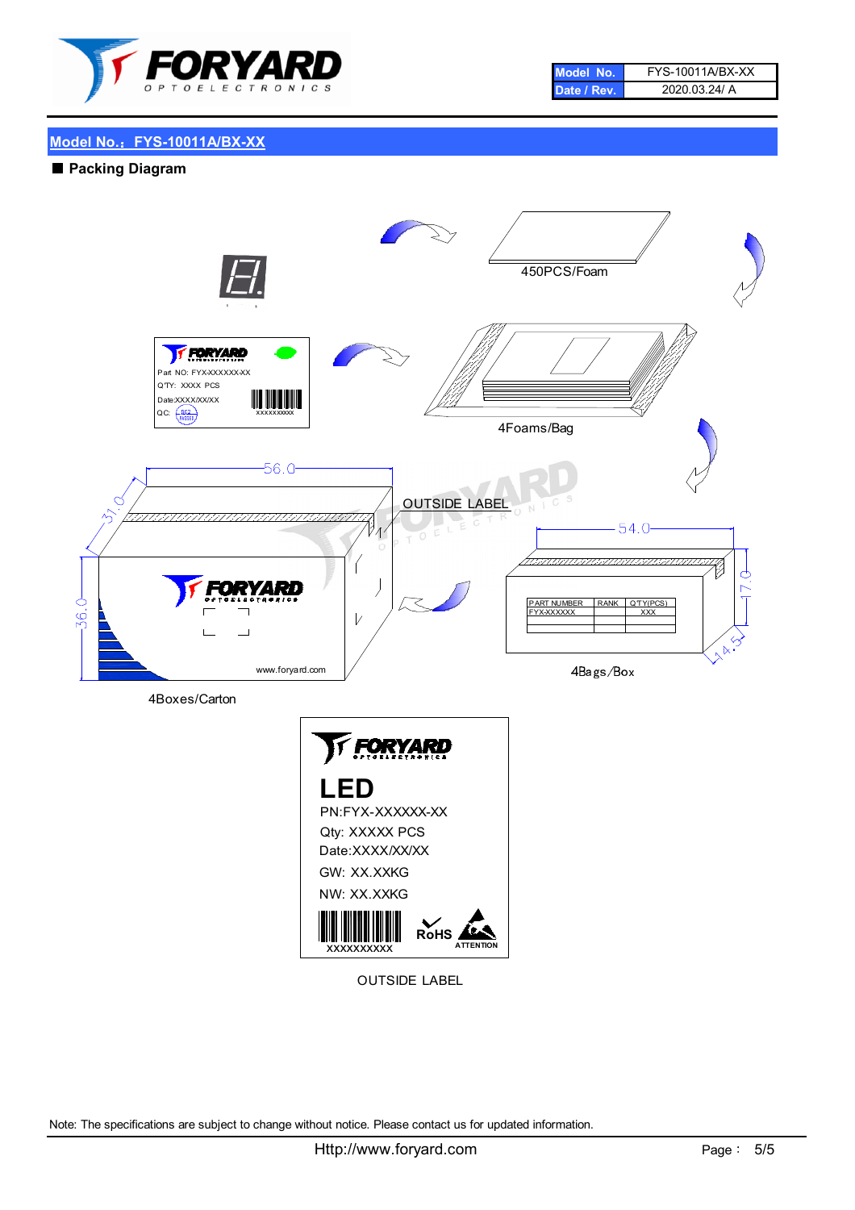| Model No. | FYS-10011A/BX-XX |
|---|---|
| Date / Rev. | 2020.03.24/ A |

## Model No.：FYS-10011A/BX-XX

### ■ Packing Diagram

450PCS/Foam

Part NO: FYX-XXXXXXX-XX
Q'TY: XXXX PCS
Date:XXXX/XX/XX
QC:
XXXXXXXXXX

4Foams/Bag

56.0
31.0
36.0
OUTSIDE LABEL
www.foryard.com

4Boxes/Carton

54.0
17.0
14.5

| PART NUMBER | RANK | Q'TY(PCS) |
|---|---|---|
| FYX-XXXXXX | | XXX |

4Bags/Box

LED
PN:FYX-XXXXXX-XX
Qty: XXXXX PCS
Date:XXXX/XX/XX
GW: XX.XXKG
NW: XX.XXKG
XXXXXXXXXX
RoHS
ATTENTION

OUTSIDE LABEL

Note: The specifications are subject to change without notice. Please contact us for updated information.